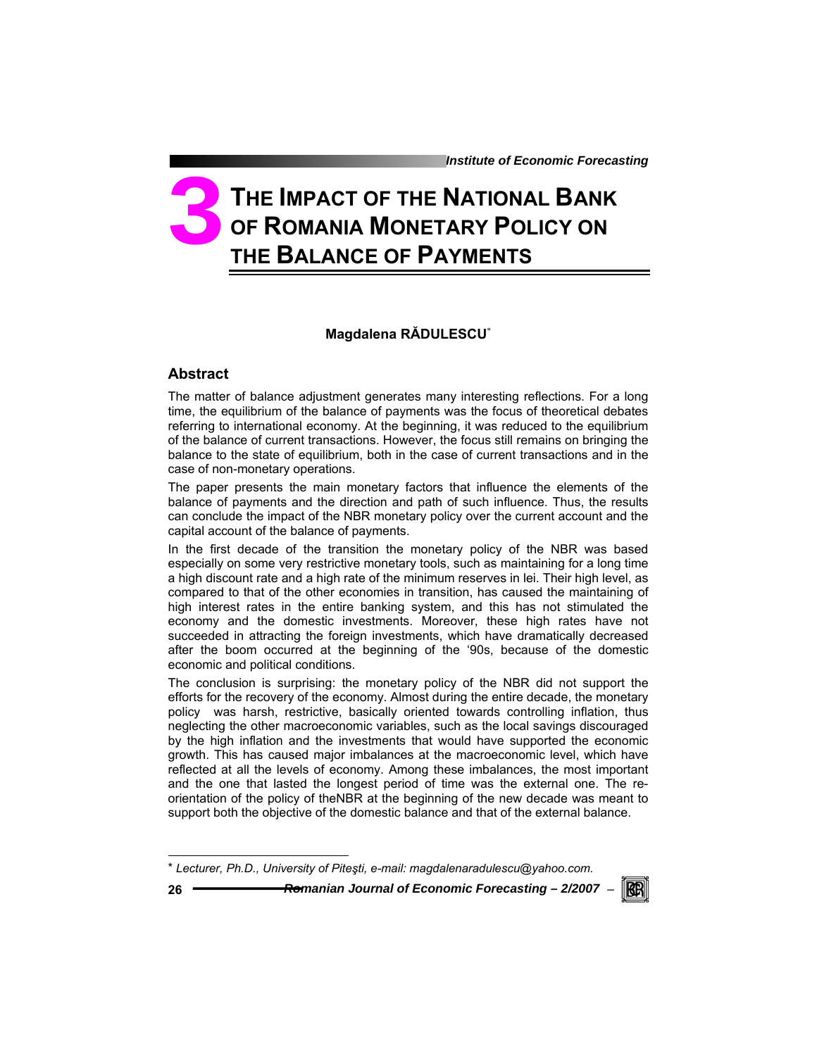# 3 THE IMPACT OF THE NATIONAL BANK OF ROMANIA MONETARY POLICY ON THE BALANCE OF PAYMENTS

**Magdalena RĂDULESCU***

## Abstract

The matter of balance adjustment generates many interesting reflections. For a long time, the equilibrium of the balance of payments was the focus of theoretical debates referring to international economy. At the beginning, it was reduced to the equilibrium of the balance of current transactions. However, the focus still remains on bringing the balance to the state of equilibrium, both in the case of current transactions and in the case of non-monetary operations.

The paper presents the main monetary factors that influence the elements of the balance of payments and the direction and path of such influence. Thus, the results can conclude the impact of the NBR monetary policy over the current account and the capital account of the balance of payments.

In the first decade of the transition the monetary policy of the NBR was based especially on some very restrictive monetary tools, such as maintaining for a long time a high discount rate and a high rate of the minimum reserves in lei. Their high level, as compared to that of the other economies in transition, has caused the maintaining of high interest rates in the entire banking system, and this has not stimulated the economy and the domestic investments. Moreover, these high rates have not succeeded in attracting the foreign investments, which have dramatically decreased after the boom occurred at the beginning of the '90s, because of the domestic economic and political conditions.

The conclusion is surprising: the monetary policy of the NBR did not support the efforts for the recovery of the economy. Almost during the entire decade, the monetary policy was harsh, restrictive, basically oriented towards controlling inflation, thus neglecting the other macroeconomic variables, such as the local savings discouraged by the high inflation and the investments that would have supported the economic growth. This has caused major imbalances at the macroeconomic level, which have reflected at all the levels of economy. Among these imbalances, the most important and the one that lasted the longest period of time was the external one. The re-orientation of the policy of theNBR at the beginning of the new decade was meant to support both the objective of the domestic balance and that of the external balance.

---

* *Lecturer, Ph.D., University of Piteşti, e-mail: magdalenaradulescu@yahoo.com.*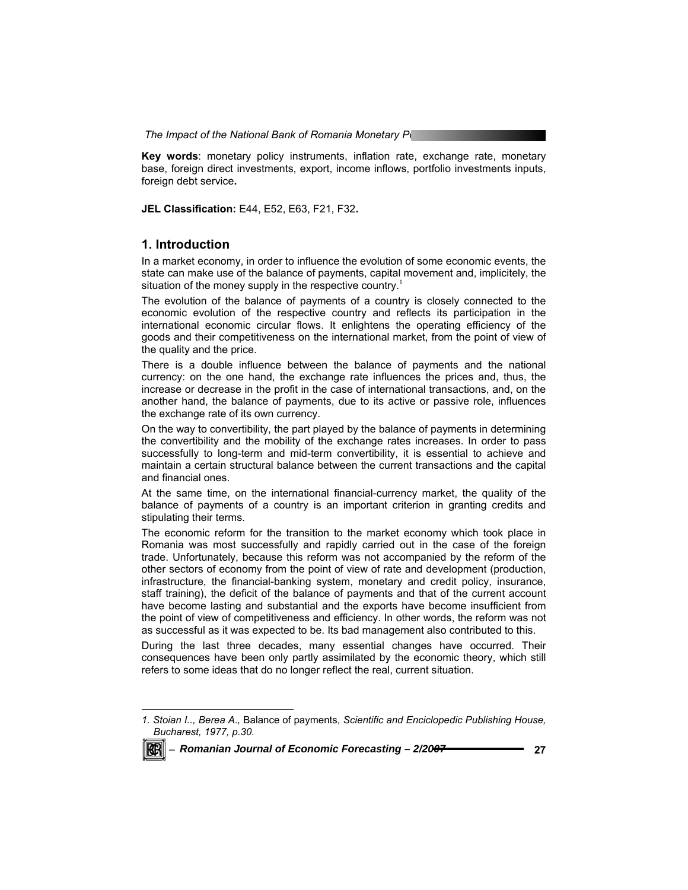**Key words**: monetary policy instruments, inflation rate, exchange rate, monetary base, foreign direct investments, export, income inflows, portfolio investments inputs, foreign debt service**.**

**JEL Classification:** E44, E52, E63, F21, F32**.**

## 1. Introduction

In a market economy, in order to influence the evolution of some economic events, the state can make use of the balance of payments, capital movement and, implicitely, the situation of the money supply in the respective country.[1]

The evolution of the balance of payments of a country is closely connected to the economic evolution of the respective country and reflects its participation in the international economic circular flows. It enlightens the operating efficiency of the goods and their competitiveness on the international market, from the point of view of the quality and the price.

There is a double influence between the balance of payments and the national currency: on the one hand, the exchange rate influences the prices and, thus, the increase or decrease in the profit in the case of international transactions, and, on the another hand, the balance of payments, due to its active or passive role, influences the exchange rate of its own currency.

On the way to convertibility, the part played by the balance of payments in determining the convertibility and the mobility of the exchange rates increases. In order to pass successfully to long-term and mid-term convertibility, it is essential to achieve and maintain a certain structural balance between the current transactions and the capital and financial ones.

At the same time, on the international financial-currency market, the quality of the balance of payments of a country is an important criterion in granting credits and stipulating their terms.

The economic reform for the transition to the market economy which took place in Romania was most successfully and rapidly carried out in the case of the foreign trade. Unfortunately, because this reform was not accompanied by the reform of the other sectors of economy from the point of view of rate and development (production, infrastructure, the financial-banking system, monetary and credit policy, insurance, staff training), the deficit of the balance of payments and that of the current account have become lasting and substantial and the exports have become insufficient from the point of view of competitiveness and efficiency. In other words, the reform was not as successful as it was expected to be. Its bad management also contributed to this.

During the last three decades, many essential changes have occurred. Their consequences have been only partly assimilated by the economic theory, which still refers to some ideas that do no longer reflect the real, current situation.

---

1. *Stoian I.., Berea A.,* Balance of payments, *Scientific and Enciclopedic Publishing House, Bucharest, 1977, p.30.*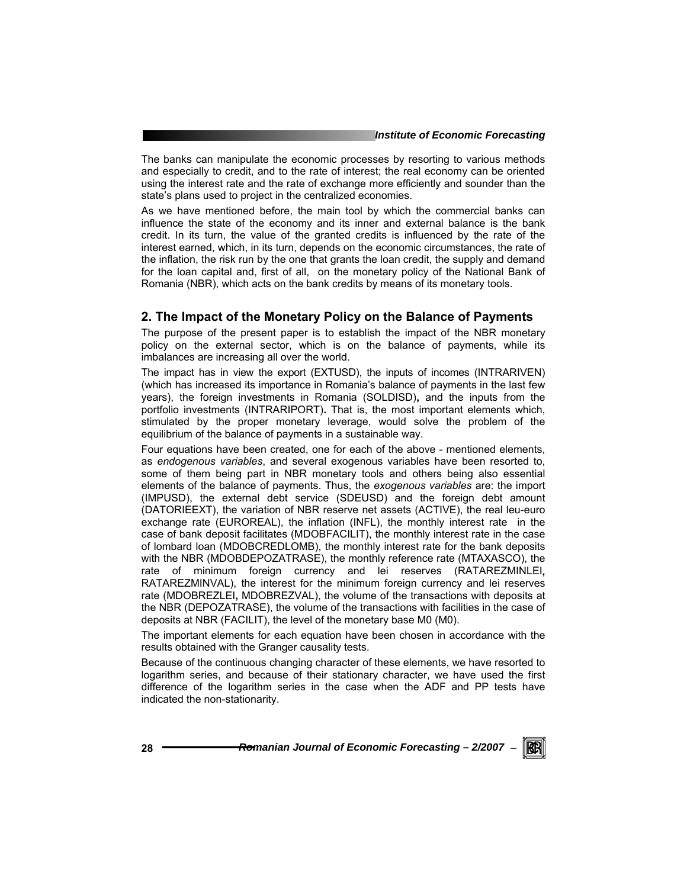The banks can manipulate the economic processes by resorting to various methods and especially to credit, and to the rate of interest; the real economy can be oriented using the interest rate and the rate of exchange more efficiently and sounder than the state's plans used to project in the centralized economies.

As we have mentioned before, the main tool by which the commercial banks can influence the state of the economy and its inner and external balance is the bank credit. In its turn, the value of the granted credits is influenced by the rate of the interest earned, which, in its turn, depends on the economic circumstances, the rate of the inflation, the risk run by the one that grants the loan credit, the supply and demand for the loan capital and, first of all, on the monetary policy of the National Bank of Romania (NBR), which acts on the bank credits by means of its monetary tools.

## 2. The Impact of the Monetary Policy on the Balance of Payments

The purpose of the present paper is to establish the impact of the NBR monetary policy on the external sector, which is on the balance of payments, while its imbalances are increasing all over the world.

The impact has in view the export (EXTUSD), the inputs of incomes (INTRARIVEN) (which has increased its importance in Romania's balance of payments in the last few years), the foreign investments in Romania (SOLDISD)**,** and the inputs from the portfolio investments (INTRARIPORT)**.** That is, the most important elements which, stimulated by the proper monetary leverage, would solve the problem of the equilibrium of the balance of payments in a sustainable way.

Four equations have been created, one for each of the above - mentioned elements, as *endogenous variables*, and several exogenous variables have been resorted to, some of them being part in NBR monetary tools and others being also essential elements of the balance of payments. Thus, the *exogenous variables* are: the import (IMPUSD), the external debt service (SDEUSD) and the foreign debt amount (DATORIEEXT), the variation of NBR reserve net assets (ACTIVE), the real leu-euro exchange rate (EUROREAL), the inflation (INFL), the monthly interest rate in the case of bank deposit facilitates (MDOBFACILIT), the monthly interest rate in the case of lombard loan (MDOBCREDLOMB), the monthly interest rate for the bank deposits with the NBR (MDOBDEPOZATRASE), the monthly reference rate (MTAXASCO), the rate of minimum foreign currency and lei reserves (RATAREZMINLEI**,** RATAREZMINVAL), the interest for the minimum foreign currency and lei reserves rate (MDOBREZLEI**,** MDOBREZVAL), the volume of the transactions with deposits at the NBR (DEPOZATRASE), the volume of the transactions with facilities in the case of deposits at NBR (FACILIT), the level of the monetary base M0 (M0).

The important elements for each equation have been chosen in accordance with the results obtained with the Granger causality tests.

Because of the continuous changing character of these elements, we have resorted to logarithm series, and because of their stationary character, we have used the first difference of the logarithm series in the case when the ADF and PP tests have indicated the non-stationarity.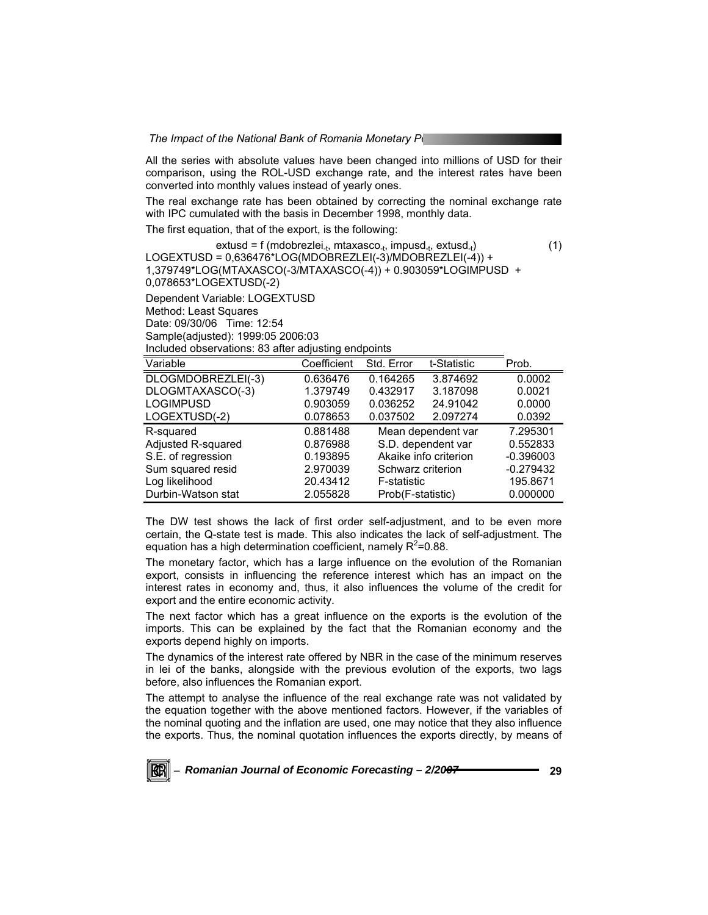All the series with absolute values have been changed into millions of USD for their comparison, using the ROL-USD exchange rate, and the interest rates have been converted into monthly values instead of yearly ones.

The real exchange rate has been obtained by correcting the nominal exchange rate with IPC cumulated with the basis in December 1998, monthly data.

The first equation, that of the export, is the following:

$$extusd = f\,(mdobrezlei_{-t},\ mtaxasco_{-t},\ impusd_{-t},\ extusd_{-t}) \qquad (1)$$

LOGEXTUSD = 0,636476*LOG(MDOBREZLEI(-3)/MDOBREZLEI(-4)) + 1,379749*LOG(MTAXASCO(-3/MTAXASCO(-4)) + 0.903059*LOGIMPUSD + 0,078653*LOGEXTUSD(-2)

Dependent Variable: LOGEXTUSD
Method: Least Squares
Date: 09/30/06 Time: 12:54
Sample(adjusted): 1999:05 2006:03
Included observations: 83 after adjusting endpoints

| Variable | Coefficient | Std. Error | t-Statistic | Prob. |
|---|---|---|---|---|
| DLOGMDOBREZLEI(-3) | 0.636476 | 0.164265 | 3.874692 | 0.0002 |
| DLOGMTAXASCO(-3) | 1.379749 | 0.432917 | 3.187098 | 0.0021 |
| LOGIMPUSD | 0.903059 | 0.036252 | 24.91042 | 0.0000 |
| LOGEXTUSD(-2) | 0.078653 | 0.037502 | 2.097274 | 0.0392 |
| R-squared | 0.881488 | Mean dependent var | | 7.295301 |
| Adjusted R-squared | 0.876988 | S.D. dependent var | | 0.552833 |
| S.E. of regression | 0.193895 | Akaike info criterion | | -0.396003 |
| Sum squared resid | 2.970039 | Schwarz criterion | | -0.279432 |
| Log likelihood | 20.43412 | F-statistic | | 195.8671 |
| Durbin-Watson stat | 2.055828 | Prob(F-statistic) | | 0.000000 |

The DW test shows the lack of first order self-adjustment, and to be even more certain, the Q-state test is made. This also indicates the lack of self-adjustment. The equation has a high determination coefficient, namely $R^2$=0.88.

The monetary factor, which has a large influence on the evolution of the Romanian export, consists in influencing the reference interest which has an impact on the interest rates in economy and, thus, it also influences the volume of the credit for export and the entire economic activity.

The next factor which has a great influence on the exports is the evolution of the imports. This can be explained by the fact that the Romanian economy and the exports depend highly on imports.

The dynamics of the interest rate offered by NBR in the case of the minimum reserves in lei of the banks, alongside with the previous evolution of the exports, two lags before, also influences the Romanian export.

The attempt to analyse the influence of the real exchange rate was not validated by the equation together with the above mentioned factors. However, if the variables of the nominal quoting and the inflation are used, one may notice that they also influence the exports. Thus, the nominal quotation influences the exports directly, by means of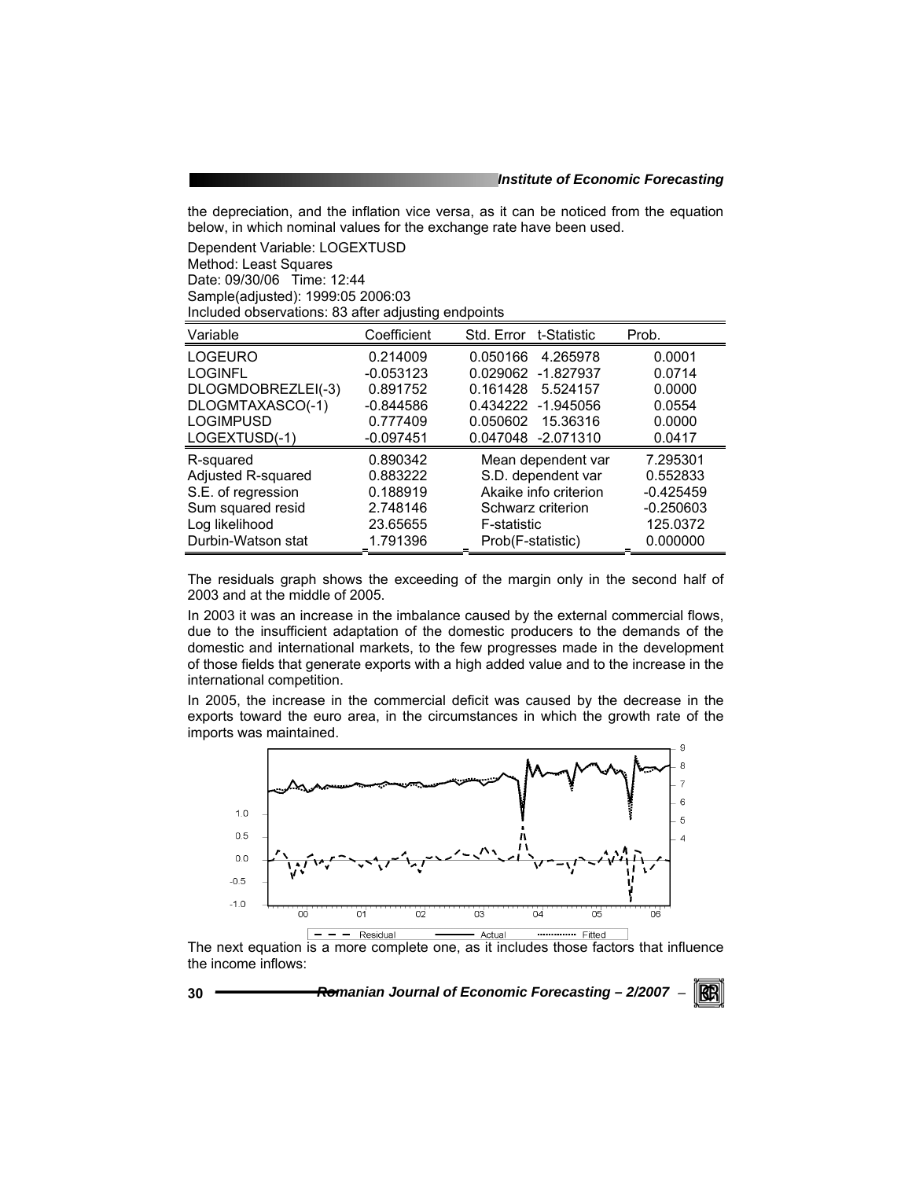the depreciation, and the inflation vice versa, as it can be noticed from the equation below, in which nominal values for the exchange rate have been used.

Dependent Variable: LOGEXTUSD
Method: Least Squares
Date: 09/30/06 Time: 12:44
Sample(adjusted): 1999:05 2006:03
Included observations: 83 after adjusting endpoints

| Variable | Coefficient | Std. Error | t-Statistic | Prob. |
|---|---|---|---|---|
| LOGEURO | 0.214009 | 0.050166 | 4.265978 | 0.0001 |
| LOGINFL | -0.053123 | 0.029062 | -1.827937 | 0.0714 |
| DLOGMDOBREZLEI(-3) | 0.891752 | 0.161428 | 5.524157 | 0.0000 |
| DLOGMTAXASCO(-1) | -0.844586 | 0.434222 | -1.945056 | 0.0554 |
| LOGIMPUSD | 0.777409 | 0.050602 | 15.36316 | 0.0000 |
| LOGEXTUSD(-1) | -0.097451 | 0.047048 | -2.071310 | 0.0417 |

| | | | |
|---|---|---|---|
| R-squared | 0.890342 | Mean dependent var | 7.295301 |
| Adjusted R-squared | 0.883222 | S.D. dependent var | 0.552833 |
| S.E. of regression | 0.188919 | Akaike info criterion | -0.425459 |
| Sum squared resid | 2.748146 | Schwarz criterion | -0.250603 |
| Log likelihood | 23.65655 | F-statistic | 125.0372 |
| Durbin-Watson stat | 1.791396 | Prob(F-statistic) | 0.000000 |

The residuals graph shows the exceeding of the margin only in the second half of 2003 and at the middle of 2005.

In 2003 it was an increase in the imbalance caused by the external commercial flows, due to the insufficient adaptation of the domestic producers to the demands of the domestic and international markets, to the few progresses made in the development of those fields that generate exports with a high added value and to the increase in the international competition.

In 2005, the increase in the commercial deficit was caused by the decrease in the exports toward the euro area, in the circumstances in which the growth rate of the imports was maintained.

The next equation is a more complete one, as it includes those factors that influence the income inflows: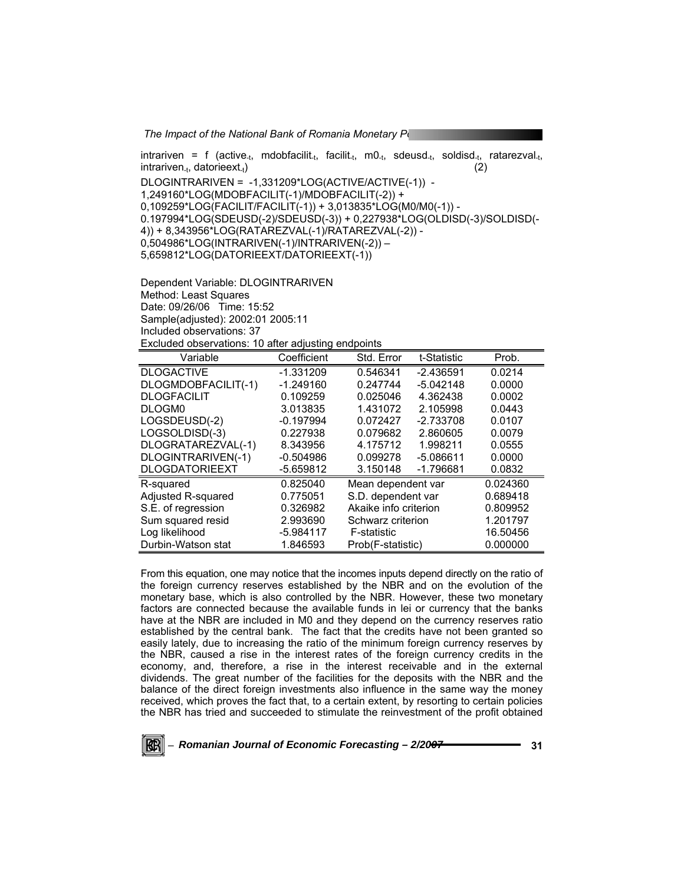intrariven = f (active$_{-t}$, mdobfacilit$_{-t}$, facilit$_{-t}$, m0$_{-t}$, sdeusd$_{-t}$, soldisd$_{-t}$, ratarezval$_{-t}$, intrariven$_{-t}$, datorieext$_{-t}$) (2)

DLOGINTRARIVEN = -1,331209*LOG(ACTIVE/ACTIVE(-1)) - 1,249160*LOG(MDOBFACILIT(-1)/MDOBFACILIT(-2)) + 0,109259*LOG(FACILIT/FACILIT(-1)) + 3,013835*LOG(M0/M0(-1)) - 0.197994*LOG(SDEUSD(-2)/SDEUSD(-3)) + 0,227938*LOG(OLDISD(-3)/SOLDISD(-4)) + 8,343956*LOG(RATAREZVAL(-1)/RATAREZVAL(-2)) - 0,504986*LOG(INTRARIVEN(-1)/INTRARIVEN(-2)) – 5,659812*LOG(DATORIEEXT/DATORIEEXT(-1))

Dependent Variable: DLOGINTRARIVEN
Method: Least Squares
Date: 09/26/06 Time: 15:52
Sample(adjusted): 2002:01 2005:11
Included observations: 37
Excluded observations: 10 after adjusting endpoints

| Variable | Coefficient | Std. Error | t-Statistic | Prob. |
|---|---|---|---|---|
| DLOGACTIVE | -1.331209 | 0.546341 | -2.436591 | 0.0214 |
| DLOGMDOBFACILIT(-1) | -1.249160 | 0.247744 | -5.042148 | 0.0000 |
| DLOGFACILIT | 0.109259 | 0.025046 | 4.362438 | 0.0002 |
| DLOGM0 | 3.013835 | 1.431072 | 2.105998 | 0.0443 |
| LOGSDEUSD(-2) | -0.197994 | 0.072427 | -2.733708 | 0.0107 |
| LOGSOLDISD(-3) | 0.227938 | 0.079682 | 2.860605 | 0.0079 |
| DLOGRATAREZVAL(-1) | 8.343956 | 4.175712 | 1.998211 | 0.0555 |
| DLOGINTRARIVEN(-1) | -0.504986 | 0.099278 | -5.086611 | 0.0000 |
| DLOGDATORIEEXT | -5.659812 | 3.150148 | -1.796681 | 0.0832 |
| R-squared | 0.825040 | Mean dependent var | | 0.024360 |
| Adjusted R-squared | 0.775051 | S.D. dependent var | | 0.689418 |
| S.E. of regression | 0.326982 | Akaike info criterion | | 0.809952 |
| Sum squared resid | 2.993690 | Schwarz criterion | | 1.201797 |
| Log likelihood | -5.984117 | F-statistic | | 16.50456 |
| Durbin-Watson stat | 1.846593 | Prob(F-statistic) | | 0.000000 |

From this equation, one may notice that the incomes inputs depend directly on the ratio of the foreign currency reserves established by the NBR and on the evolution of the monetary base, which is also controlled by the NBR. However, these two monetary factors are connected because the available funds in lei or currency that the banks have at the NBR are included in M0 and they depend on the currency reserves ratio established by the central bank. The fact that the credits have not been granted so easily lately, due to increasing the ratio of the minimum foreign currency reserves by the NBR, caused a rise in the interest rates of the foreign currency credits in the economy, and, therefore, a rise in the interest receivable and in the external dividends. The great number of the facilities for the deposits with the NBR and the balance of the direct foreign investments also influence in the same way the money received, which proves the fact that, to a certain extent, by resorting to certain policies the NBR has tried and succeeded to stimulate the reinvestment of the profit obtained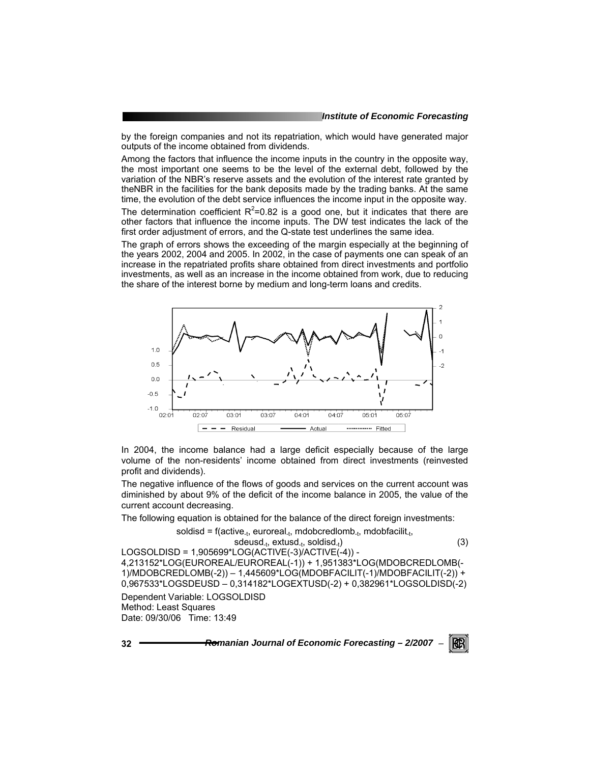by the foreign companies and not its repatriation, which would have generated major outputs of the income obtained from dividends.

Among the factors that influence the income inputs in the country in the opposite way, the most important one seems to be the level of the external debt, followed by the variation of the NBR's reserve assets and the evolution of the interest rate granted by theNBR in the facilities for the bank deposits made by the trading banks. At the same time, the evolution of the debt service influences the income input in the opposite way.

The determination coefficient $R^2$=0.82 is a good one, but it indicates that there are other factors that influence the income inputs. The DW test indicates the lack of the first order adjustment of errors, and the Q-state test underlines the same idea.

The graph of errors shows the exceeding of the margin especially at the beginning of the years 2002, 2004 and 2005. In 2002, in the case of payments one can speak of an increase in the repatriated profits share obtained from direct investments and portfolio investments, as well as an increase in the income obtained from work, due to reducing the share of the interest borne by medium and long-term loans and credits.

In 2004, the income balance had a large deficit especially because of the large volume of the non-residents' income obtained from direct investments (reinvested profit and dividends).

The negative influence of the flows of goods and services on the current account was diminished by about 9% of the deficit of the income balance in 2005, the value of the current account decreasing.

The following equation is obtained for the balance of the direct foreign investments:

$$\text{soldisd} = f(\text{active}_{-t}, \text{euroreal}_{-t}, \text{mdobcredlomb}_{-t}, \text{mdobfacilit}_{-t}, \text{sdeusd}_{-t}, \text{extusd}_{-t}, \text{soldisd}_{-t}) \quad (3)$$

LOGSOLDISD = 1,905699*LOG(ACTIVE(-3)/ACTIVE(-4)) - 4,213152*LOG(EUROREAL/EUROREAL(-1)) + 1,951383*LOG(MDOBCREDLOMB(-1)/MDOBCREDLOMB(-2)) – 1,445609*LOG(MDOBFACILIT(-1)/MDOBFACILIT(-2)) + 0,967533*LOGSDEUSD – 0,314182*LOGEXTUSD(-2) + 0,382961*LOGSOLDISD(-2)

Dependent Variable: LOGSOLDISD
Method: Least Squares
Date: 09/30/06 Time: 13:49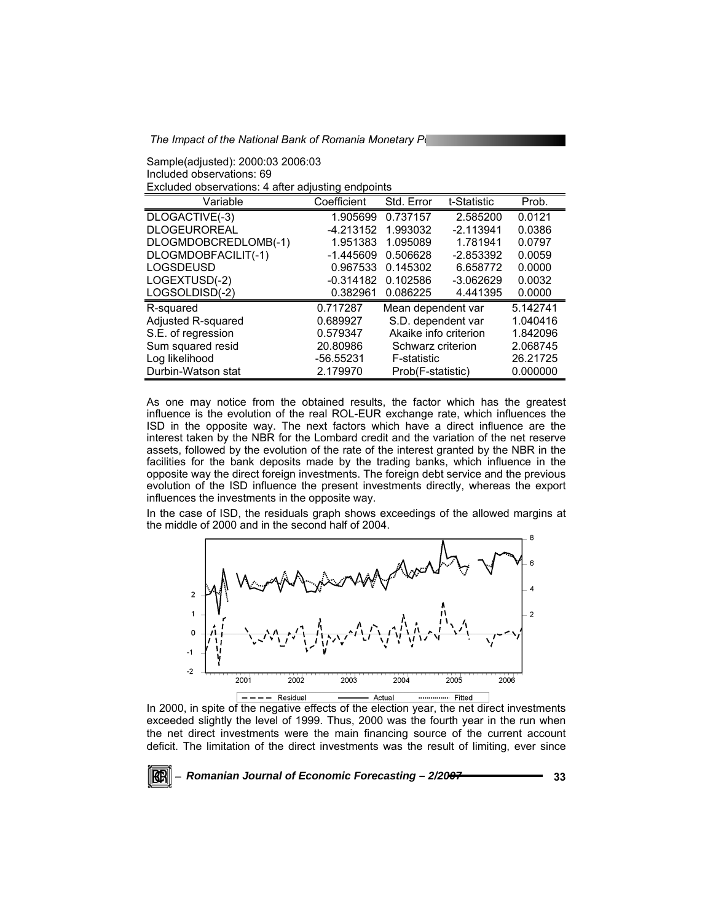Sample(adjusted): 2000:03 2006:03
Included observations: 69
Excluded observations: 4 after adjusting endpoints

| Variable | Coefficient | Std. Error | t-Statistic | Prob. |
|---|---|---|---|---|
| DLOGACTIVE(-3) | 1.905699 | 0.737157 | 2.585200 | 0.0121 |
| DLOGEUROREAL | -4.213152 | 1.993032 | -2.113941 | 0.0386 |
| DLOGMDOBCREDLOMB(-1) | 1.951383 | 1.095089 | 1.781941 | 0.0797 |
| DLOGMDOBFACILIT(-1) | -1.445609 | 0.506628 | -2.853392 | 0.0059 |
| LOGSDEUSD | 0.967533 | 0.145302 | 6.658772 | 0.0000 |
| LOGEXTUSD(-2) | -0.314182 | 0.102586 | -3.062629 | 0.0032 |
| LOGSOLDISD(-2) | 0.382961 | 0.086225 | 4.441395 | 0.0000 |
| R-squared | 0.717287 | Mean dependent var | | 5.142741 |
| Adjusted R-squared | 0.689927 | S.D. dependent var | | 1.040416 |
| S.E. of regression | 0.579347 | Akaike info criterion | | 1.842096 |
| Sum squared resid | 20.80986 | Schwarz criterion | | 2.068745 |
| Log likelihood | -56.55231 | F-statistic | | 26.21725 |
| Durbin-Watson stat | 2.179970 | Prob(F-statistic) | | 0.000000 |

As one may notice from the obtained results, the factor which has the greatest influence is the evolution of the real ROL-EUR exchange rate, which influences the ISD in the opposite way. The next factors which have a direct influence are the interest taken by the NBR for the Lombard credit and the variation of the net reserve assets, followed by the evolution of the rate of the interest granted by the NBR in the facilities for the bank deposits made by the trading banks, which influence in the opposite way the direct foreign investments. The foreign debt service and the previous evolution of the ISD influence the present investments directly, whereas the export influences the investments in the opposite way.

In the case of ISD, the residuals graph shows exceedings of the allowed margins at the middle of 2000 and in the second half of 2004.

In 2000, in spite of the negative effects of the election year, the net direct investments exceeded slightly the level of 1999. Thus, 2000 was the fourth year in the run when the net direct investments were the main financing source of the current account deficit. The limitation of the direct investments was the result of limiting, ever since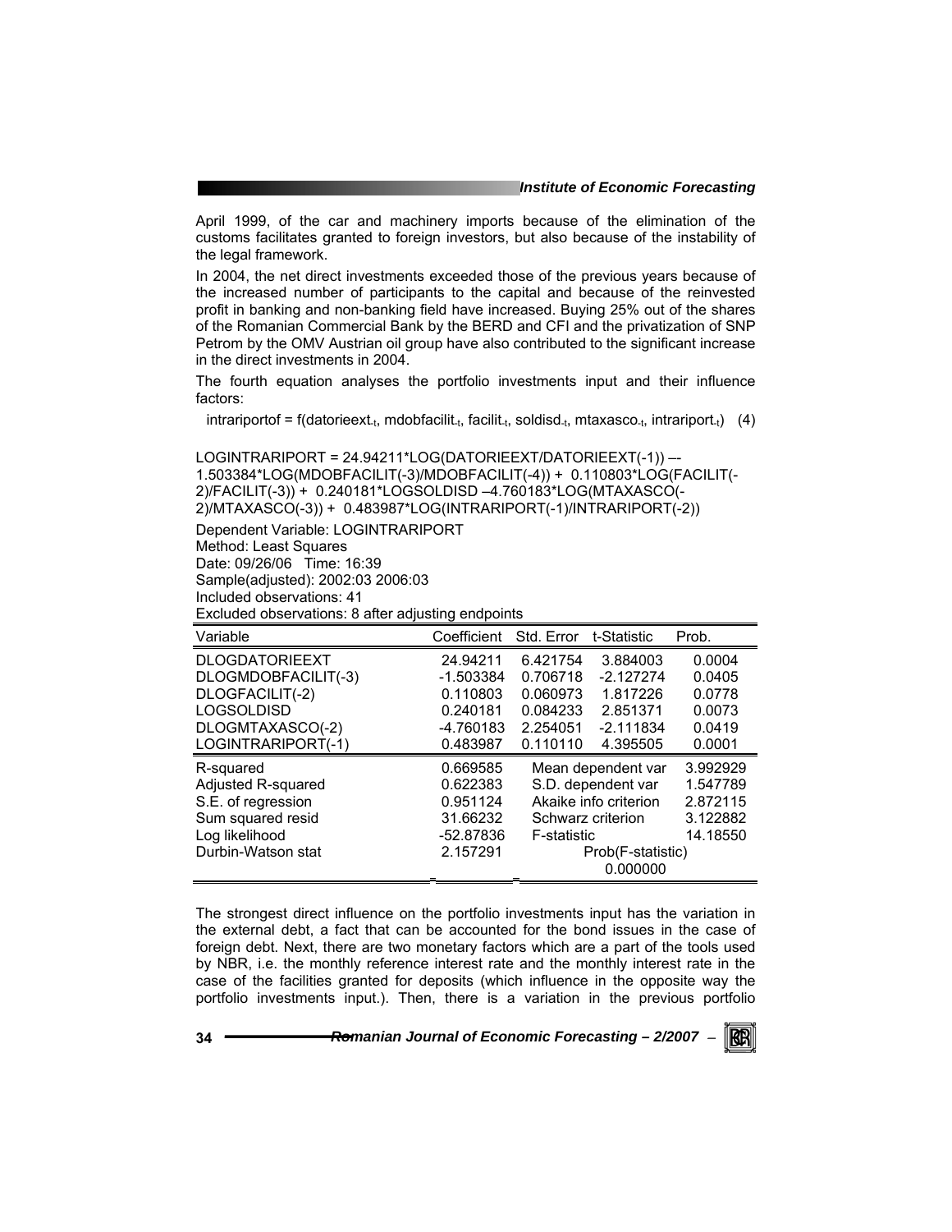April 1999, of the car and machinery imports because of the elimination of the customs facilitates granted to foreign investors, but also because of the instability of the legal framework.

In 2004, the net direct investments exceeded those of the previous years because of the increased number of participants to the capital and because of the reinvested profit in banking and non-banking field have increased. Buying 25% out of the shares of the Romanian Commercial Bank by the BERD and CFI and the privatization of SNP Petrom by the OMV Austrian oil group have also contributed to the significant increase in the direct investments in 2004.

The fourth equation analyses the portfolio investments input and their influence factors:

$$intrariportof = f(datorieext_{-t}, mdobfacilit_{-t}, facilit_{-t}, soldisd_{-t}, mtaxasco_{-t}, intrariport_{-t}) \quad (4)$$

LOGINTRARIPORT = 24.94211*LOG(DATORIEEXT/DATORIEEXT(-1)) –- 1.503384*LOG(MDOBFACILIT(-3)/MDOBFACILIT(-4)) + 0.110803*LOG(FACILIT(-2)/FACILIT(-3)) + 0.240181*LOGSOLDISD –4.760183*LOG(MTAXASCO(-2)/MTAXASCO(-3)) + 0.483987*LOG(INTRARIPORT(-1)/INTRARIPORT(-2))

Dependent Variable: LOGINTRARIPORT
Method: Least Squares
Date: 09/26/06 Time: 16:39
Sample(adjusted): 2002:03 2006:03
Included observations: 41
Excluded observations: 8 after adjusting endpoints

| Variable | Coefficient | Std. Error | t-Statistic | Prob. |
|---|---|---|---|---|
| DLOGDATORIEEXT | 24.94211 | 6.421754 | 3.884003 | 0.0004 |
| DLOGMDOBFACILIT(-3) | -1.503384 | 0.706718 | -2.127274 | 0.0405 |
| DLOGFACILIT(-2) | 0.110803 | 0.060973 | 1.817226 | 0.0778 |
| LOGSOLDISD | 0.240181 | 0.084233 | 2.851371 | 0.0073 |
| DLOGMTAXASCO(-2) | -4.760183 | 2.254051 | -2.111834 | 0.0419 |
| LOGINTRARIPORT(-1) | 0.483987 | 0.110110 | 4.395505 | 0.0001 |
| R-squared | 0.669585 | Mean dependent var | | 3.992929 |
| Adjusted R-squared | 0.622383 | S.D. dependent var | | 1.547789 |
| S.E. of regression | 0.951124 | Akaike info criterion | | 2.872115 |
| Sum squared resid | 31.66232 | Schwarz criterion | | 3.122882 |
| Log likelihood | -52.87836 | F-statistic | | 14.18550 |
| Durbin-Watson stat | 2.157291 | Prob(F-statistic) | | 0.000000 |

The strongest direct influence on the portfolio investments input has the variation in the external debt, a fact that can be accounted for the bond issues in the case of foreign debt. Next, there are two monetary factors which are a part of the tools used by NBR, i.e. the monthly reference interest rate and the monthly interest rate in the case of the facilities granted for deposits (which influence in the opposite way the portfolio investments input.). Then, there is a variation in the previous portfolio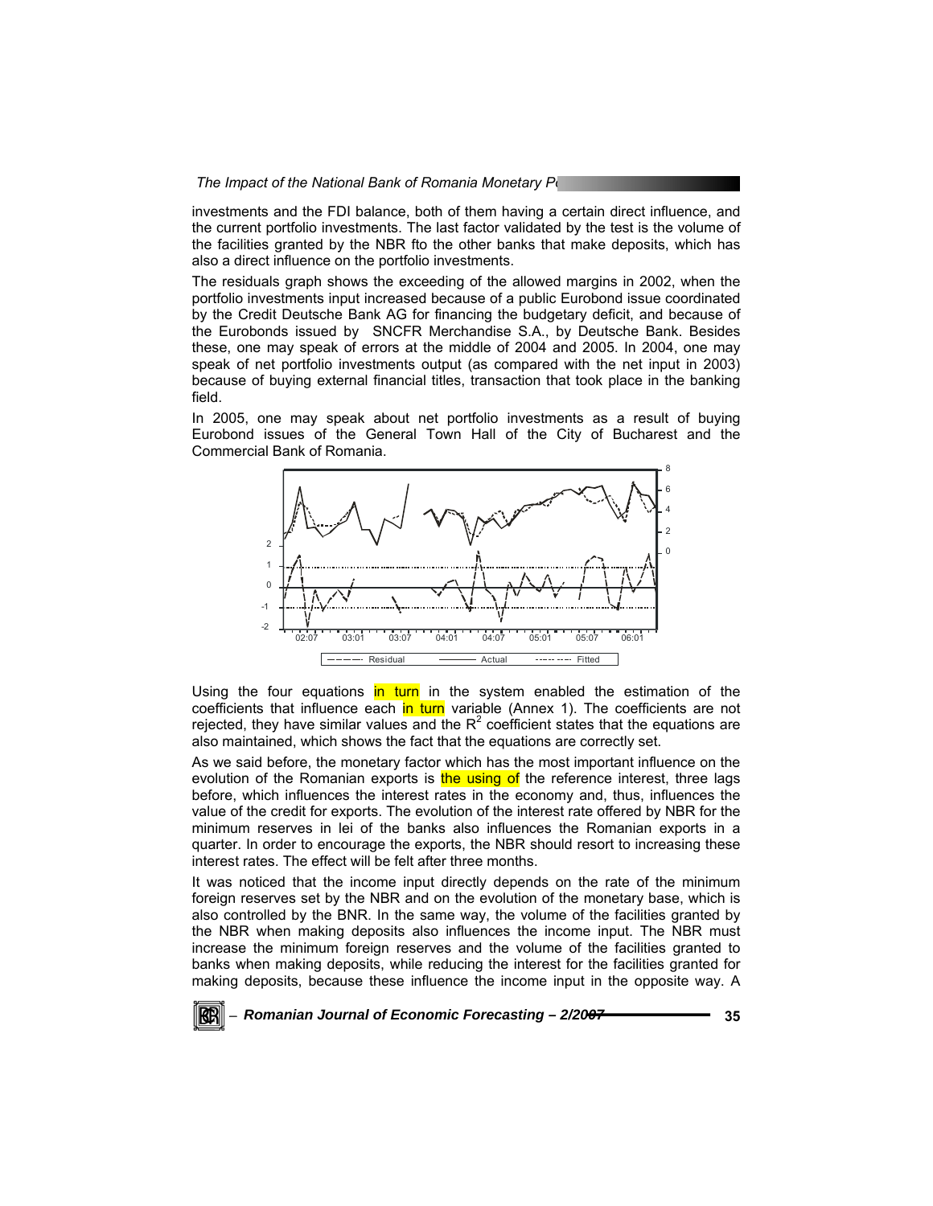investments and the FDI balance, both of them having a certain direct influence, and the current portfolio investments. The last factor validated by the test is the volume of the facilities granted by the NBR fto the other banks that make deposits, which has also a direct influence on the portfolio investments.

The residuals graph shows the exceeding of the allowed margins in 2002, when the portfolio investments input increased because of a public Eurobond issue coordinated by the Credit Deutsche Bank AG for financing the budgetary deficit, and because of the Eurobonds issued by SNCFR Merchandise S.A., by Deutsche Bank. Besides these, one may speak of errors at the middle of 2004 and 2005. In 2004, one may speak of net portfolio investments output (as compared with the net input in 2003) because of buying external financial titles, transaction that took place in the banking field.

In 2005, one may speak about net portfolio investments as a result of buying Eurobond issues of the General Town Hall of the City of Bucharest and the Commercial Bank of Romania.

Using the four equations in turn in the system enabled the estimation of the coefficients that influence each in turn variable (Annex 1). The coefficients are not rejected, they have similar values and the $R^2$ coefficient states that the equations are also maintained, which shows the fact that the equations are correctly set.

As we said before, the monetary factor which has the most important influence on the evolution of the Romanian exports is the using of the reference interest, three lags before, which influences the interest rates in the economy and, thus, influences the value of the credit for exports. The evolution of the interest rate offered by NBR for the minimum reserves in lei of the banks also influences the Romanian exports in a quarter. In order to encourage the exports, the NBR should resort to increasing these interest rates. The effect will be felt after three months.

It was noticed that the income input directly depends on the rate of the minimum foreign reserves set by the NBR and on the evolution of the monetary base, which is also controlled by the BNR. In the same way, the volume of the facilities granted by the NBR when making deposits also influences the income input. The NBR must increase the minimum foreign reserves and the volume of the facilities granted to banks when making deposits, while reducing the interest for the facilities granted for making deposits, because these influence the income input in the opposite way. A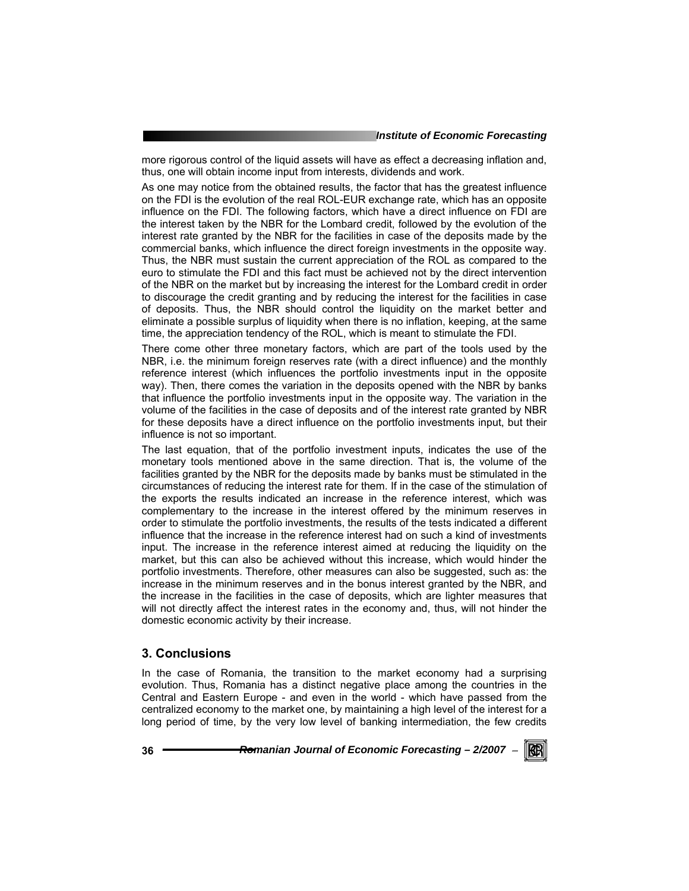more rigorous control of the liquid assets will have as effect a decreasing inflation and, thus, one will obtain income input from interests, dividends and work.

As one may notice from the obtained results, the factor that has the greatest influence on the FDI is the evolution of the real ROL-EUR exchange rate, which has an opposite influence on the FDI. The following factors, which have a direct influence on FDI are the interest taken by the NBR for the Lombard credit, followed by the evolution of the interest rate granted by the NBR for the facilities in case of the deposits made by the commercial banks, which influence the direct foreign investments in the opposite way. Thus, the NBR must sustain the current appreciation of the ROL as compared to the euro to stimulate the FDI and this fact must be achieved not by the direct intervention of the NBR on the market but by increasing the interest for the Lombard credit in order to discourage the credit granting and by reducing the interest for the facilities in case of deposits. Thus, the NBR should control the liquidity on the market better and eliminate a possible surplus of liquidity when there is no inflation, keeping, at the same time, the appreciation tendency of the ROL, which is meant to stimulate the FDI.

There come other three monetary factors, which are part of the tools used by the NBR, i.e. the minimum foreign reserves rate (with a direct influence) and the monthly reference interest (which influences the portfolio investments input in the opposite way). Then, there comes the variation in the deposits opened with the NBR by banks that influence the portfolio investments input in the opposite way. The variation in the volume of the facilities in the case of deposits and of the interest rate granted by NBR for these deposits have a direct influence on the portfolio investments input, but their influence is not so important.

The last equation, that of the portfolio investment inputs, indicates the use of the monetary tools mentioned above in the same direction. That is, the volume of the facilities granted by the NBR for the deposits made by banks must be stimulated in the circumstances of reducing the interest rate for them. If in the case of the stimulation of the exports the results indicated an increase in the reference interest, which was complementary to the increase in the interest offered by the minimum reserves in order to stimulate the portfolio investments, the results of the tests indicated a different influence that the increase in the reference interest had on such a kind of investments input. The increase in the reference interest aimed at reducing the liquidity on the market, but this can also be achieved without this increase, which would hinder the portfolio investments. Therefore, other measures can also be suggested, such as: the increase in the minimum reserves and in the bonus interest granted by the NBR, and the increase in the facilities in the case of deposits, which are lighter measures that will not directly affect the interest rates in the economy and, thus, will not hinder the domestic economic activity by their increase.

## 3. Conclusions

In the case of Romania, the transition to the market economy had a surprising evolution. Thus, Romania has a distinct negative place among the countries in the Central and Eastern Europe - and even in the world - which have passed from the centralized economy to the market one, by maintaining a high level of the interest for a long period of time, by the very low level of banking intermediation, the few credits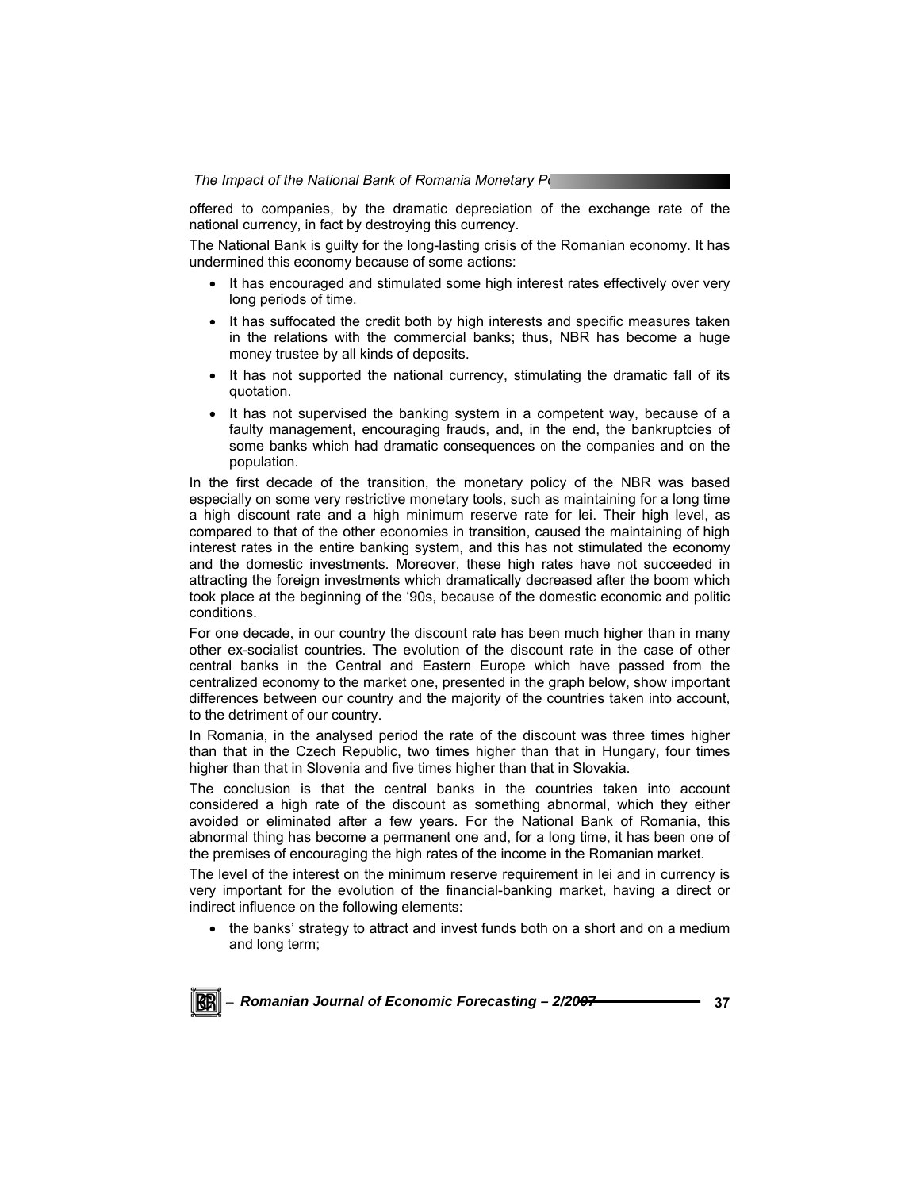offered to companies, by the dramatic depreciation of the exchange rate of the national currency, in fact by destroying this currency.

The National Bank is guilty for the long-lasting crisis of the Romanian economy. It has undermined this economy because of some actions:

- It has encouraged and stimulated some high interest rates effectively over very long periods of time.
- It has suffocated the credit both by high interests and specific measures taken in the relations with the commercial banks; thus, NBR has become a huge money trustee by all kinds of deposits.
- It has not supported the national currency, stimulating the dramatic fall of its quotation.
- It has not supervised the banking system in a competent way, because of a faulty management, encouraging frauds, and, in the end, the bankruptcies of some banks which had dramatic consequences on the companies and on the population.

In the first decade of the transition, the monetary policy of the NBR was based especially on some very restrictive monetary tools, such as maintaining for a long time a high discount rate and a high minimum reserve rate for lei. Their high level, as compared to that of the other economies in transition, caused the maintaining of high interest rates in the entire banking system, and this has not stimulated the economy and the domestic investments. Moreover, these high rates have not succeeded in attracting the foreign investments which dramatically decreased after the boom which took place at the beginning of the '90s, because of the domestic economic and politic conditions.

For one decade, in our country the discount rate has been much higher than in many other ex-socialist countries. The evolution of the discount rate in the case of other central banks in the Central and Eastern Europe which have passed from the centralized economy to the market one, presented in the graph below, show important differences between our country and the majority of the countries taken into account, to the detriment of our country.

In Romania, in the analysed period the rate of the discount was three times higher than that in the Czech Republic, two times higher than that in Hungary, four times higher than that in Slovenia and five times higher than that in Slovakia.

The conclusion is that the central banks in the countries taken into account considered a high rate of the discount as something abnormal, which they either avoided or eliminated after a few years. For the National Bank of Romania, this abnormal thing has become a permanent one and, for a long time, it has been one of the premises of encouraging the high rates of the income in the Romanian market.

The level of the interest on the minimum reserve requirement in lei and in currency is very important for the evolution of the financial-banking market, having a direct or indirect influence on the following elements:

- the banks' strategy to attract and invest funds both on a short and on a medium and long term;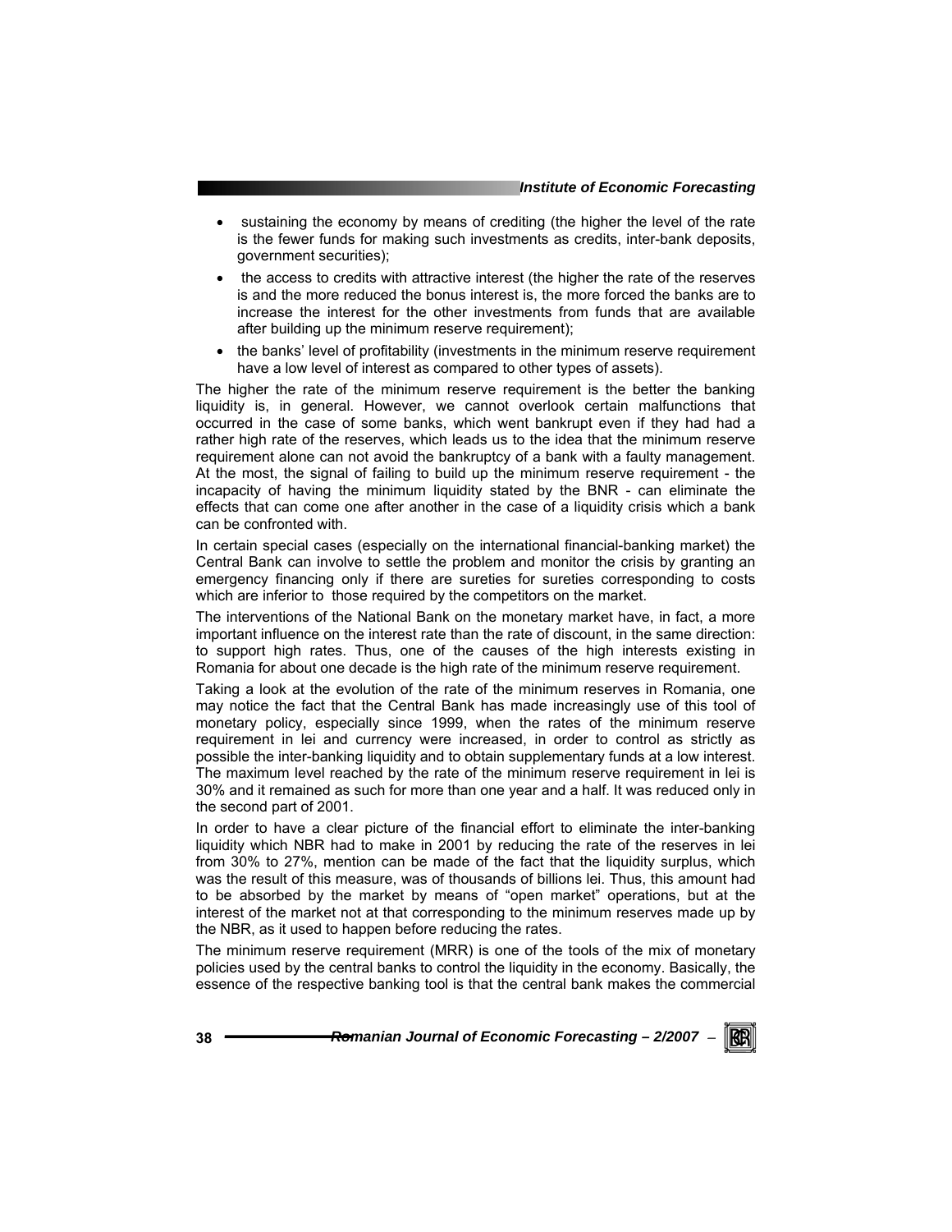- sustaining the economy by means of crediting (the higher the level of the rate is the fewer funds for making such investments as credits, inter-bank deposits, government securities);
- the access to credits with attractive interest (the higher the rate of the reserves is and the more reduced the bonus interest is, the more forced the banks are to increase the interest for the other investments from funds that are available after building up the minimum reserve requirement);
- the banks' level of profitability (investments in the minimum reserve requirement have a low level of interest as compared to other types of assets).

The higher the rate of the minimum reserve requirement is the better the banking liquidity is, in general. However, we cannot overlook certain malfunctions that occurred in the case of some banks, which went bankrupt even if they had had a rather high rate of the reserves, which leads us to the idea that the minimum reserve requirement alone can not avoid the bankruptcy of a bank with a faulty management. At the most, the signal of failing to build up the minimum reserve requirement - the incapacity of having the minimum liquidity stated by the BNR - can eliminate the effects that can come one after another in the case of a liquidity crisis which a bank can be confronted with.

In certain special cases (especially on the international financial-banking market) the Central Bank can involve to settle the problem and monitor the crisis by granting an emergency financing only if there are sureties for sureties corresponding to costs which are inferior to those required by the competitors on the market.

The interventions of the National Bank on the monetary market have, in fact, a more important influence on the interest rate than the rate of discount, in the same direction: to support high rates. Thus, one of the causes of the high interests existing in Romania for about one decade is the high rate of the minimum reserve requirement.

Taking a look at the evolution of the rate of the minimum reserves in Romania, one may notice the fact that the Central Bank has made increasingly use of this tool of monetary policy, especially since 1999, when the rates of the minimum reserve requirement in lei and currency were increased, in order to control as strictly as possible the inter-banking liquidity and to obtain supplementary funds at a low interest. The maximum level reached by the rate of the minimum reserve requirement in lei is 30% and it remained as such for more than one year and a half. It was reduced only in the second part of 2001.

In order to have a clear picture of the financial effort to eliminate the inter-banking liquidity which NBR had to make in 2001 by reducing the rate of the reserves in lei from 30% to 27%, mention can be made of the fact that the liquidity surplus, which was the result of this measure, was of thousands of billions lei. Thus, this amount had to be absorbed by the market by means of "open market" operations, but at the interest of the market not at that corresponding to the minimum reserves made up by the NBR, as it used to happen before reducing the rates.

The minimum reserve requirement (MRR) is one of the tools of the mix of monetary policies used by the central banks to control the liquidity in the economy. Basically, the essence of the respective banking tool is that the central bank makes the commercial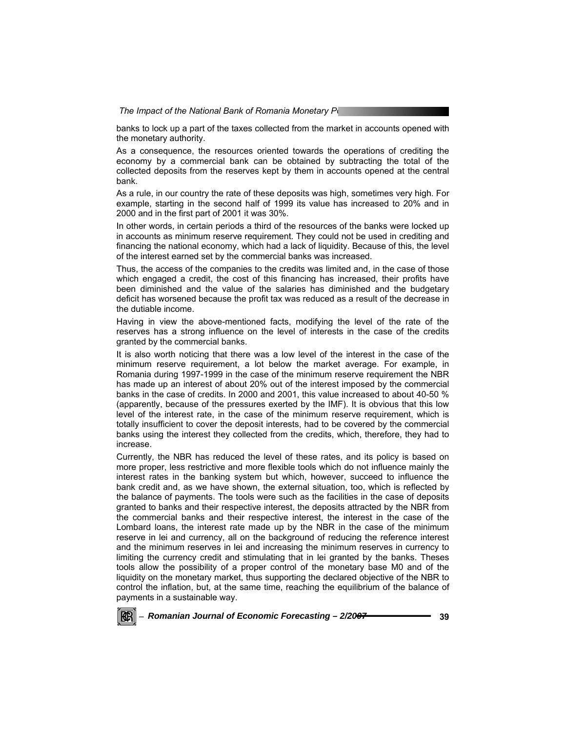banks to lock up a part of the taxes collected from the market in accounts opened with the monetary authority.

As a consequence, the resources oriented towards the operations of crediting the economy by a commercial bank can be obtained by subtracting the total of the collected deposits from the reserves kept by them in accounts opened at the central bank.

As a rule, in our country the rate of these deposits was high, sometimes very high. For example, starting in the second half of 1999 its value has increased to 20% and in 2000 and in the first part of 2001 it was 30%.

In other words, in certain periods a third of the resources of the banks were locked up in accounts as minimum reserve requirement. They could not be used in crediting and financing the national economy, which had a lack of liquidity. Because of this, the level of the interest earned set by the commercial banks was increased.

Thus, the access of the companies to the credits was limited and, in the case of those which engaged a credit, the cost of this financing has increased, their profits have been diminished and the value of the salaries has diminished and the budgetary deficit has worsened because the profit tax was reduced as a result of the decrease in the dutiable income.

Having in view the above-mentioned facts, modifying the level of the rate of the reserves has a strong influence on the level of interests in the case of the credits granted by the commercial banks.

It is also worth noticing that there was a low level of the interest in the case of the minimum reserve requirement, a lot below the market average. For example, in Romania during 1997-1999 in the case of the minimum reserve requirement the NBR has made up an interest of about 20% out of the interest imposed by the commercial banks in the case of credits. In 2000 and 2001, this value increased to about 40-50 % (apparently, because of the pressures exerted by the IMF). It is obvious that this low level of the interest rate, in the case of the minimum reserve requirement, which is totally insufficient to cover the deposit interests, had to be covered by the commercial banks using the interest they collected from the credits, which, therefore, they had to increase.

Currently, the NBR has reduced the level of these rates, and its policy is based on more proper, less restrictive and more flexible tools which do not influence mainly the interest rates in the banking system but which, however, succeed to influence the bank credit and, as we have shown, the external situation, too, which is reflected by the balance of payments. The tools were such as the facilities in the case of deposits granted to banks and their respective interest, the deposits attracted by the NBR from the commercial banks and their respective interest, the interest in the case of the Lombard loans, the interest rate made up by the NBR in the case of the minimum reserve in lei and currency, all on the background of reducing the reference interest and the minimum reserves in lei and increasing the minimum reserves in currency to limiting the currency credit and stimulating that in lei granted by the banks. Theses tools allow the possibility of a proper control of the monetary base M0 and of the liquidity on the monetary market, thus supporting the declared objective of the NBR to control the inflation, but, at the same time, reaching the equilibrium of the balance of payments in a sustainable way.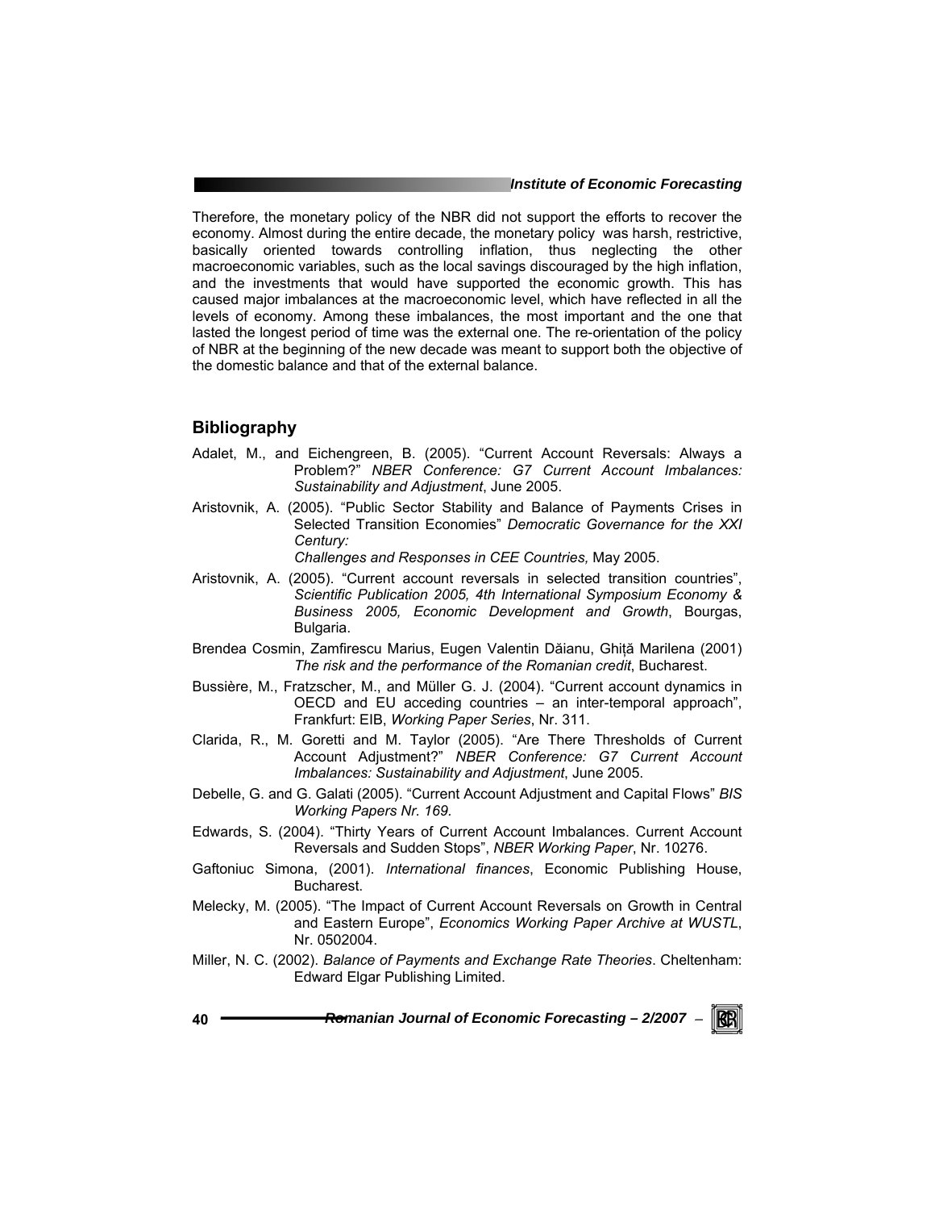Therefore, the monetary policy of the NBR did not support the efforts to recover the economy. Almost during the entire decade, the monetary policy was harsh, restrictive, basically oriented towards controlling inflation, thus neglecting the other macroeconomic variables, such as the local savings discouraged by the high inflation, and the investments that would have supported the economic growth. This has caused major imbalances at the macroeconomic level, which have reflected in all the levels of economy. Among these imbalances, the most important and the one that lasted the longest period of time was the external one. The re-orientation of the policy of NBR at the beginning of the new decade was meant to support both the objective of the domestic balance and that of the external balance.

## Bibliography

Adalet, M., and Eichengreen, B. (2005). "Current Account Reversals: Always a Problem?" *NBER Conference: G7 Current Account Imbalances: Sustainability and Adjustment*, June 2005.

Aristovnik, A. (2005). "Public Sector Stability and Balance of Payments Crises in Selected Transition Economies" *Democratic Governance for the XXI Century: Challenges and Responses in CEE Countries,* May 2005.

Aristovnik, A. (2005). "Current account reversals in selected transition countries", *Scientific Publication 2005, 4th International Symposium Economy & Business 2005, Economic Development and Growth*, Bourgas, Bulgaria.

Brendea Cosmin, Zamfirescu Marius, Eugen Valentin Dăianu, Ghiță Marilena (2001) *The risk and the performance of the Romanian credit*, Bucharest.

Bussière, M., Fratzscher, M., and Müller G. J. (2004). "Current account dynamics in OECD and EU acceding countries – an inter-temporal approach", Frankfurt: EIB, *Working Paper Series*, Nr. 311.

Clarida, R., M. Goretti and M. Taylor (2005). "Are There Thresholds of Current Account Adjustment?" *NBER Conference: G7 Current Account Imbalances: Sustainability and Adjustment*, June 2005.

Debelle, G. and G. Galati (2005). "Current Account Adjustment and Capital Flows" *BIS Working Papers Nr. 169.*

Edwards, S. (2004). "Thirty Years of Current Account Imbalances. Current Account Reversals and Sudden Stops", *NBER Working Paper*, Nr. 10276.

Gaftoniuc Simona, (2001). *International finances*, Economic Publishing House, Bucharest.

Melecky, M. (2005). "The Impact of Current Account Reversals on Growth in Central and Eastern Europe", *Economics Working Paper Archive at WUSTL*, Nr. 0502004.

Miller, N. C. (2002). *Balance of Payments and Exchange Rate Theories*. Cheltenham: Edward Elgar Publishing Limited.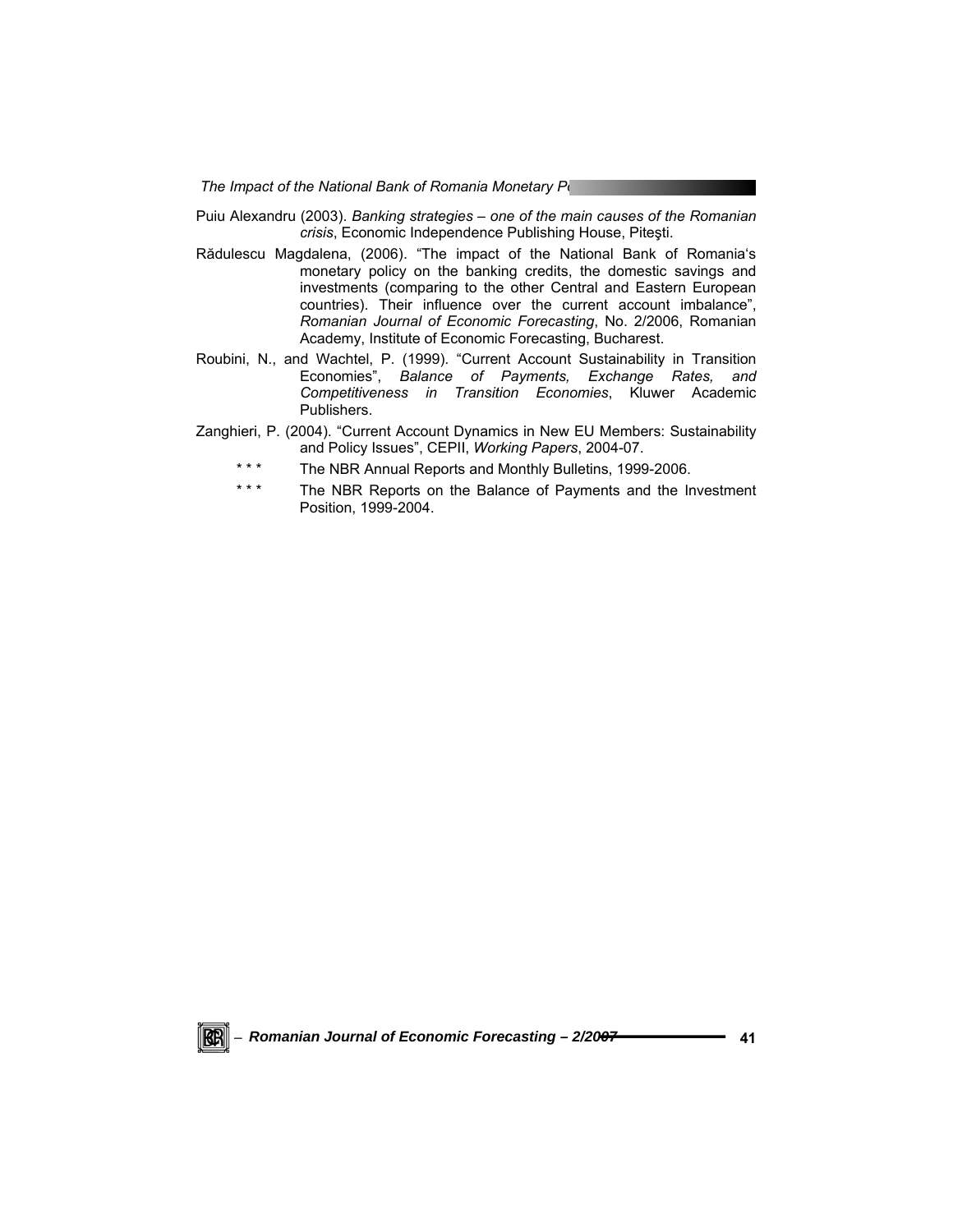Puiu Alexandru (2003). *Banking strategies – one of the main causes of the Romanian crisis*, Economic Independence Publishing House, Piteşti.

Rădulescu Magdalena, (2006). "The impact of the National Bank of Romania's monetary policy on the banking credits, the domestic savings and investments (comparing to the other Central and Eastern European countries). Their influence over the current account imbalance", *Romanian Journal of Economic Forecasting*, No. 2/2006, Romanian Academy, Institute of Economic Forecasting, Bucharest.

Roubini, N., and Wachtel, P. (1999). "Current Account Sustainability in Transition Economies", *Balance of Payments, Exchange Rates, and Competitiveness in Transition Economies*, Kluwer Academic Publishers.

Zanghieri, P. (2004). "Current Account Dynamics in New EU Members: Sustainability and Policy Issues", CEPII, *Working Papers*, 2004-07.

\* \* \* The NBR Annual Reports and Monthly Bulletins, 1999-2006.

\* \* \* The NBR Reports on the Balance of Payments and the Investment Position, 1999-2004.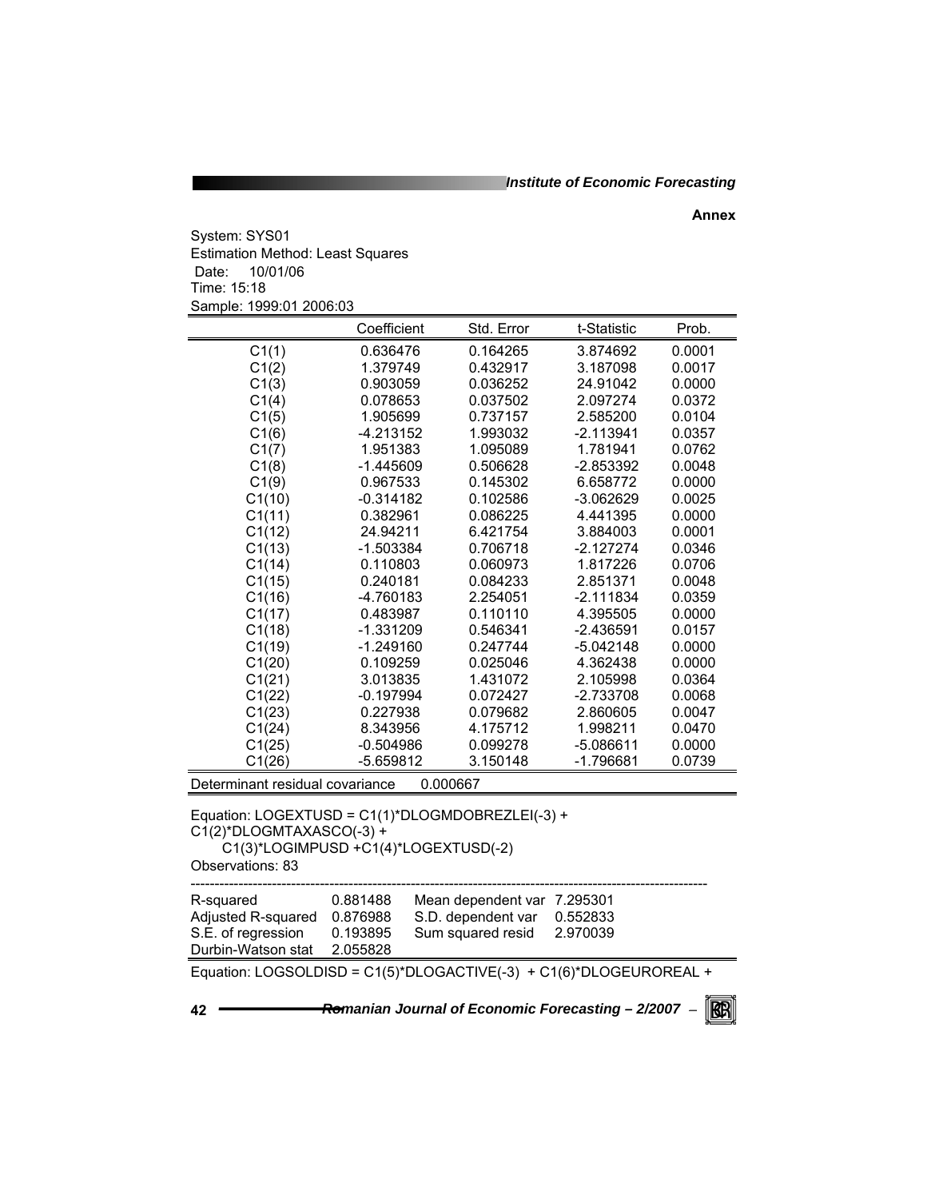**Annex**

System: SYS01
Estimation Method: Least Squares
Date: 10/01/06
Time: 15:18
Sample: 1999:01 2006:03

| | Coefficient | Std. Error | t-Statistic | Prob. |
|---|---|---|---|---|
| C1(1) | 0.636476 | 0.164265 | 3.874692 | 0.0001 |
| C1(2) | 1.379749 | 0.432917 | 3.187098 | 0.0017 |
| C1(3) | 0.903059 | 0.036252 | 24.91042 | 0.0000 |
| C1(4) | 0.078653 | 0.037502 | 2.097274 | 0.0372 |
| C1(5) | 1.905699 | 0.737157 | 2.585200 | 0.0104 |
| C1(6) | -4.213152 | 1.993032 | -2.113941 | 0.0357 |
| C1(7) | 1.951383 | 1.095089 | 1.781941 | 0.0762 |
| C1(8) | -1.445609 | 0.506628 | -2.853392 | 0.0048 |
| C1(9) | 0.967533 | 0.145302 | 6.658772 | 0.0000 |
| C1(10) | -0.314182 | 0.102586 | -3.062629 | 0.0025 |
| C1(11) | 0.382961 | 0.086225 | 4.441395 | 0.0000 |
| C1(12) | 24.94211 | 6.421754 | 3.884003 | 0.0001 |
| C1(13) | -1.503384 | 0.706718 | -2.127274 | 0.0346 |
| C1(14) | 0.110803 | 0.060973 | 1.817226 | 0.0706 |
| C1(15) | 0.240181 | 0.084233 | 2.851371 | 0.0048 |
| C1(16) | -4.760183 | 2.254051 | -2.111834 | 0.0359 |
| C1(17) | 0.483987 | 0.110110 | 4.395505 | 0.0000 |
| C1(18) | -1.331209 | 0.546341 | -2.436591 | 0.0157 |
| C1(19) | -1.249160 | 0.247744 | -5.042148 | 0.0000 |
| C1(20) | 0.109259 | 0.025046 | 4.362438 | 0.0000 |
| C1(21) | 3.013835 | 1.431072 | 2.105998 | 0.0364 |
| C1(22) | -0.197994 | 0.072427 | -2.733708 | 0.0068 |
| C1(23) | 0.227938 | 0.079682 | 2.860605 | 0.0047 |
| C1(24) | 8.343956 | 4.175712 | 1.998211 | 0.0470 |
| C1(25) | -0.504986 | 0.099278 | -5.086611 | 0.0000 |
| C1(26) | -5.659812 | 3.150148 | -1.796681 | 0.0739 |

Determinant residual covariance 0.000667

Equation: LOGEXTUSD = C1(1)*DLOGMDOBREZLEI(-3) + C1(2)*DLOGMTAXASCO(-3) + C1(3)*LOGIMPUSD +C1(4)*LOGEXTUSD(-2)
Observations: 83

| | | | |
|---|---|---|---|
| R-squared | 0.881488 | Mean dependent var | 7.295301 |
| Adjusted R-squared | 0.876988 | S.D. dependent var | 0.552833 |
| S.E. of regression | 0.193895 | Sum squared resid | 2.970039 |
| Durbin-Watson stat | 2.055828 | | |

Equation: LOGSOLDISD = C1(5)*DLOGACTIVE(-3) + C1(6)*DLOGEUROREAL +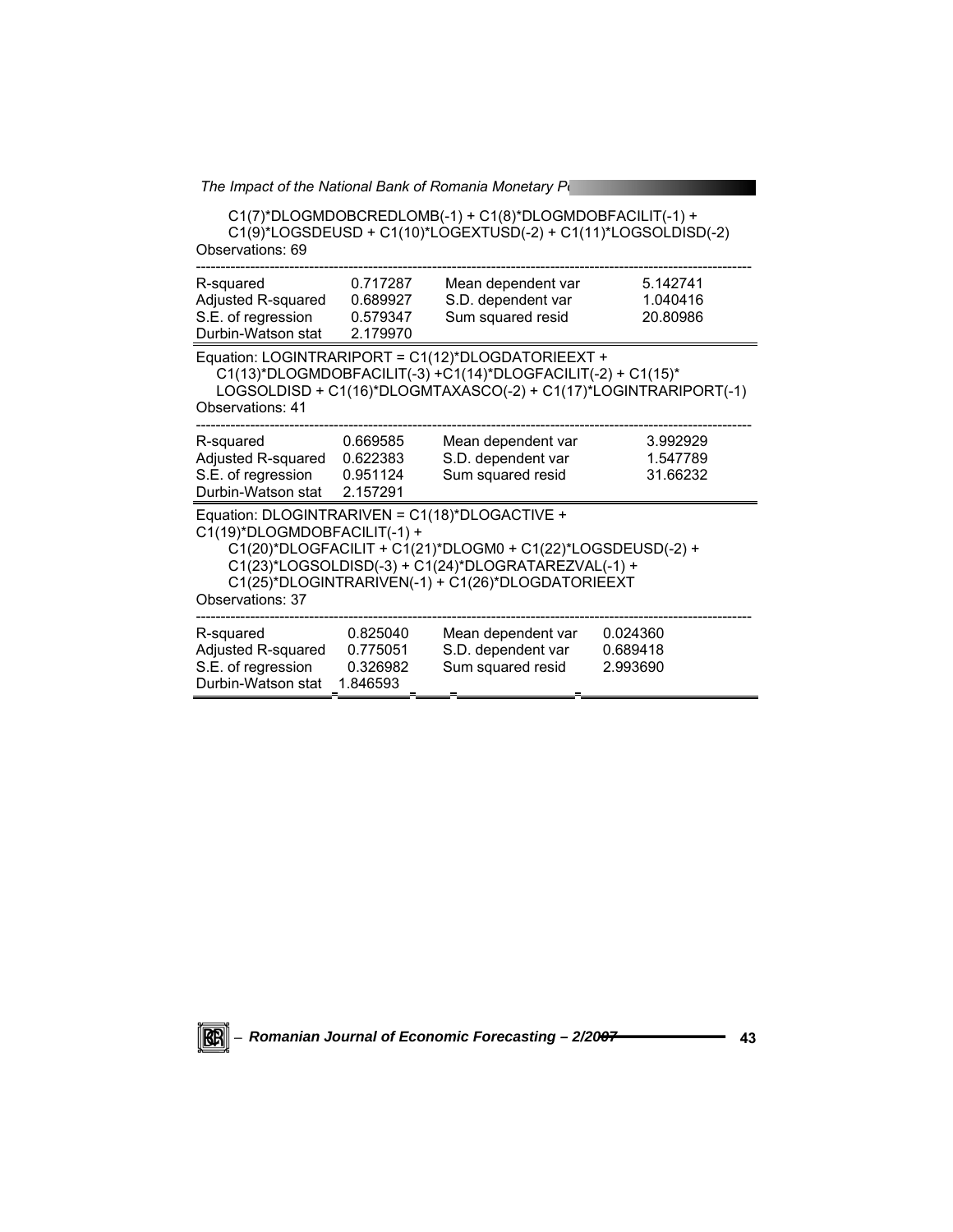C1(7)*DLOGMDOBCREDLOMB(-1) + C1(8)*DLOGMDOBFACILIT(-1) + C1(9)*LOGSDEUSD + C1(10)*LOGEXTUSD(-2) + C1(11)*LOGSOLDISD(-2)

Observations: 69

| | | | |
|---|---|---|---|
| R-squared | 0.717287 | Mean dependent var | 5.142741 |
| Adjusted R-squared | 0.689927 | S.D. dependent var | 1.040416 |
| S.E. of regression | 0.579347 | Sum squared resid | 20.80986 |
| Durbin-Watson stat | 2.179970 | | |

Equation: LOGINTRARIPORT = C1(12)*DLOGDATORIEEXT + C1(13)*DLOGMDOBFACILIT(-3) +C1(14)*DLOGFACILIT(-2) + C1(15)* LOGSOLDISD + C1(16)*DLOGMTAXASCO(-2) + C1(17)*LOGINTRARIPORT(-1)

Observations: 41

| | | | |
|---|---|---|---|
| R-squared | 0.669585 | Mean dependent var | 3.992929 |
| Adjusted R-squared | 0.622383 | S.D. dependent var | 1.547789 |
| S.E. of regression | 0.951124 | Sum squared resid | 31.66232 |
| Durbin-Watson stat | 2.157291 | | |

Equation: DLOGINTRARIVEN = C1(18)*DLOGACTIVE + C1(19)*DLOGMDOBFACILIT(-1) + C1(20)*DLOGFACILIT + C1(21)*DLOGM0 + C1(22)*LOGSDEUSD(-2) + C1(23)*LOGSOLDISD(-3) + C1(24)*DLOGRATAREZVAL(-1) + C1(25)*DLOGINTRARIVEN(-1) + C1(26)*DLOGDATORIEEXT

Observations: 37

| | | | |
|---|---|---|---|
| R-squared | 0.825040 | Mean dependent var | 0.024360 |
| Adjusted R-squared | 0.775051 | S.D. dependent var | 0.689418 |
| S.E. of regression | 0.326982 | Sum squared resid | 2.993690 |
| Durbin-Watson stat | 1.846593 | | |